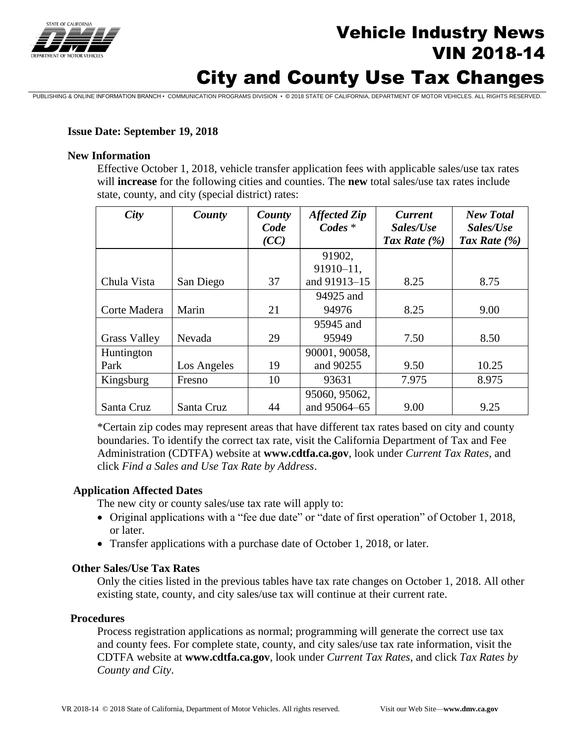# Vehicle Industry News
## VIN 2018-14
# City and County Use Tax Changes

PUBLISHING & ONLINE INFORMATION BRANCH • COMMUNICATION PROGRAMS DIVISION • © 2018 STATE OF CALIFORNIA, DEPARTMENT OF MOTOR VEHICLES. ALL RIGHTS RESERVED.

**Issue Date: September 19, 2018**

**New Information**

Effective October 1, 2018, vehicle transfer application fees with applicable sales/use tax rates will **increase** for the following cities and counties. The **new** total sales/use tax rates include state, county, and city (special district) rates:

| *City* | *County* | *County Code (CC)* | *Affected Zip Codes* * | *Current Sales/Use Tax Rate (%)* | *New Total Sales/Use Tax Rate (%)* |
|---|---|---|---|---|---|
| Chula Vista | San Diego | 37 | 91902, 91910–11, and 91913–15 | 8.25 | 8.75 |
| Corte Madera | Marin | 21 | 94925 and 94976 | 8.25 | 9.00 |
| Grass Valley | Nevada | 29 | 95945 and 95949 | 7.50 | 8.50 |
| Huntington Park | Los Angeles | 19 | 90001, 90058, and 90255 | 9.50 | 10.25 |
| Kingsburg | Fresno | 10 | 93631 | 7.975 | 8.975 |
| Santa Cruz | Santa Cruz | 44 | 95060, 95062, and 95064–65 | 9.00 | 9.25 |

*Certain zip codes may represent areas that have different tax rates based on city and county boundaries. To identify the correct tax rate, visit the California Department of Tax and Fee Administration (CDTFA) website at **www.cdtfa.ca.gov**, look under *Current Tax Rates*, and click *Find a Sales and Use Tax Rate by Address*.

**Application Affected Dates**

The new city or county sales/use tax rate will apply to:

- Original applications with a "fee due date" or "date of first operation" of October 1, 2018, or later.
- Transfer applications with a purchase date of October 1, 2018, or later.

**Other Sales/Use Tax Rates**

Only the cities listed in the previous tables have tax rate changes on October 1, 2018. All other existing state, county, and city sales/use tax will continue at their current rate.

**Procedures**

Process registration applications as normal; programming will generate the correct use tax and county fees. For complete state, county, and city sales/use tax rate information, visit the CDTFA website at **www.cdtfa.ca.gov**, look under *Current Tax Rates*, and click *Tax Rates by County and City*.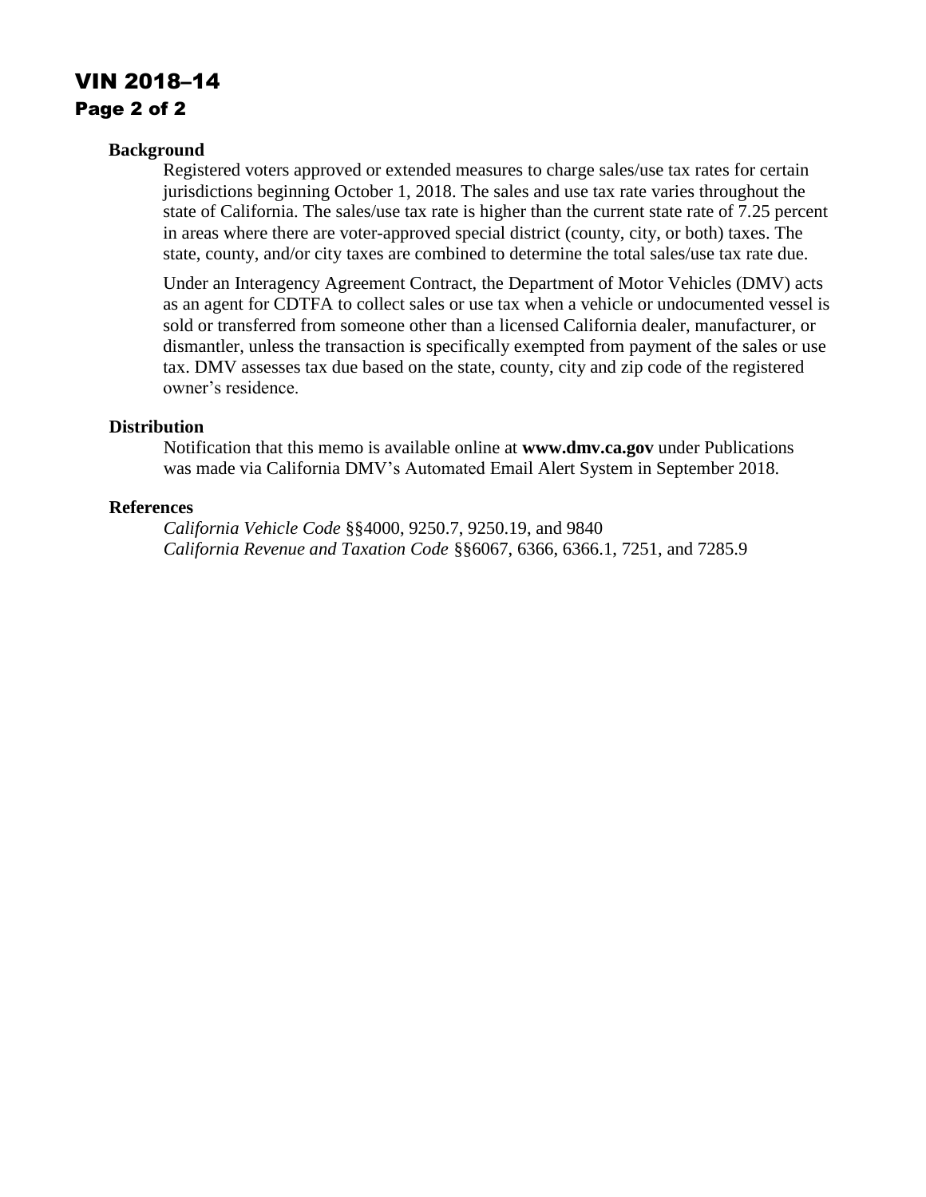### Background

Registered voters approved or extended measures to charge sales/use tax rates for certain jurisdictions beginning October 1, 2018. The sales and use tax rate varies throughout the state of California. The sales/use tax rate is higher than the current state rate of 7.25 percent in areas where there are voter-approved special district (county, city, or both) taxes. The state, county, and/or city taxes are combined to determine the total sales/use tax rate due.

Under an Interagency Agreement Contract, the Department of Motor Vehicles (DMV) acts as an agent for CDTFA to collect sales or use tax when a vehicle or undocumented vessel is sold or transferred from someone other than a licensed California dealer, manufacturer, or dismantler, unless the transaction is specifically exempted from payment of the sales or use tax. DMV assesses tax due based on the state, county, city and zip code of the registered owner's residence.

### Distribution

Notification that this memo is available online at **www.dmv.ca.gov** under Publications was made via California DMV's Automated Email Alert System in September 2018.

### References

*California Vehicle Code* §§4000, 9250.7, 9250.19, and 9840
*California Revenue and Taxation Code* §§6067, 6366, 6366.1, 7251, and 7285.9